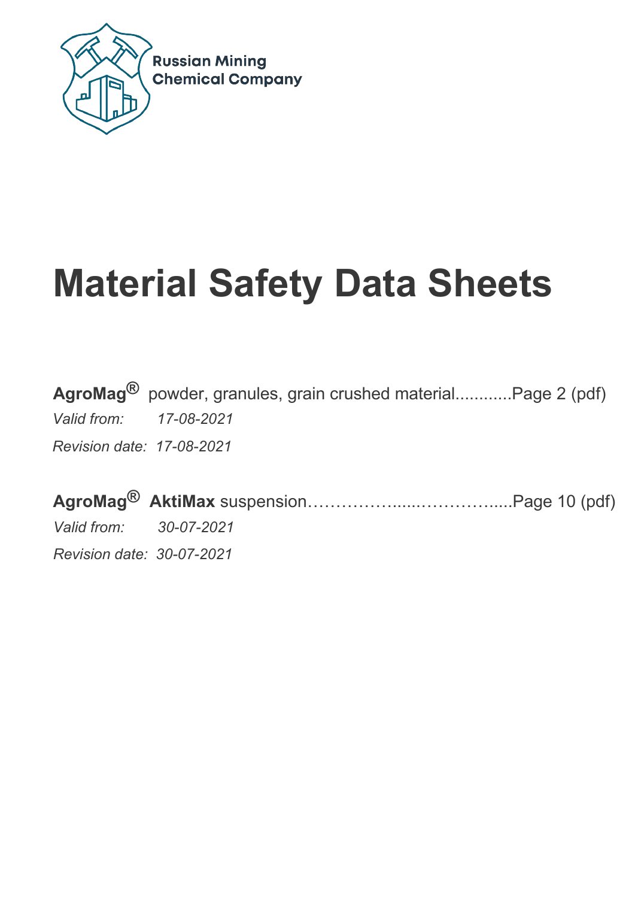Russian Mining
Chemical Company

# Material Safety Data Sheets

**AgroMag®** powder, granules, grain crushed material............Page 2 (pdf)

*Valid from: 17-08-2021*

*Revision date: 17-08-2021*

**AgroMag® AktiMax** suspension……………....……………....Page 10 (pdf)

*Valid from: 30-07-2021*

*Revision date: 30-07-2021*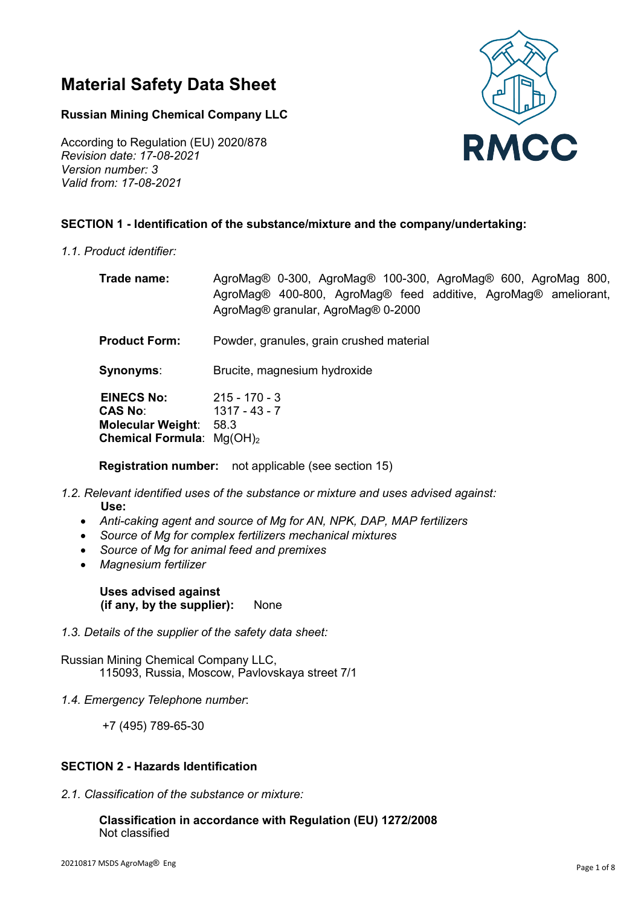# Material Safety Data Sheet

**Russian Mining Chemical Company LLC**

According to Regulation (EU) 2020/878
*Revision date: 17-08-2021*
*Version number: 3*
*Valid from: 17-08-2021*

RMCC

### SECTION 1 - Identification of the substance/mixture and the company/undertaking:

*1.1. Product identifier:*

**Trade name:** AgroMag® 0-300, AgroMag® 100-300, AgroMag® 600, AgroMag 800, AgroMag® 400-800, AgroMag® feed additive, AgroMag® ameliorant, AgroMag® granular, AgroMag® 0-2000

**Product Form:** Powder, granules, grain crushed material

**Synonyms**: Brucite, magnesium hydroxide

**EINECS No:** 215 - 170 - 3
**CAS No**: 1317 - 43 - 7
**Molecular Weight**: 58.3
**Chemical Formula**: $Mg(OH)_2$

**Registration number:** not applicable (see section 15)

*1.2. Relevant identified uses of the substance or mixture and uses advised against:*

**Use:**

- *Anti-caking agent and source of Mg for AN, NPK, DAP, MAP fertilizers*
- *Source of Mg for complex fertilizers mechanical mixtures*
- *Source of Mg for animal feed and premixes*
- *Magnesium fertilizer*

**Uses advised against (if any, by the supplier):** None

*1.3. Details of the supplier of the safety data sheet:*

Russian Mining Chemical Company LLC,
115093, Russia, Moscow, Pavlovskaya street 7/1

*1.4. Emergency Telephone number*:

+7 (495) 789-65-30

### SECTION 2 - Hazards Identification

*2.1. Classification of the substance or mixture:*

**Classification in accordance with Regulation (EU) 1272/2008**
Not classified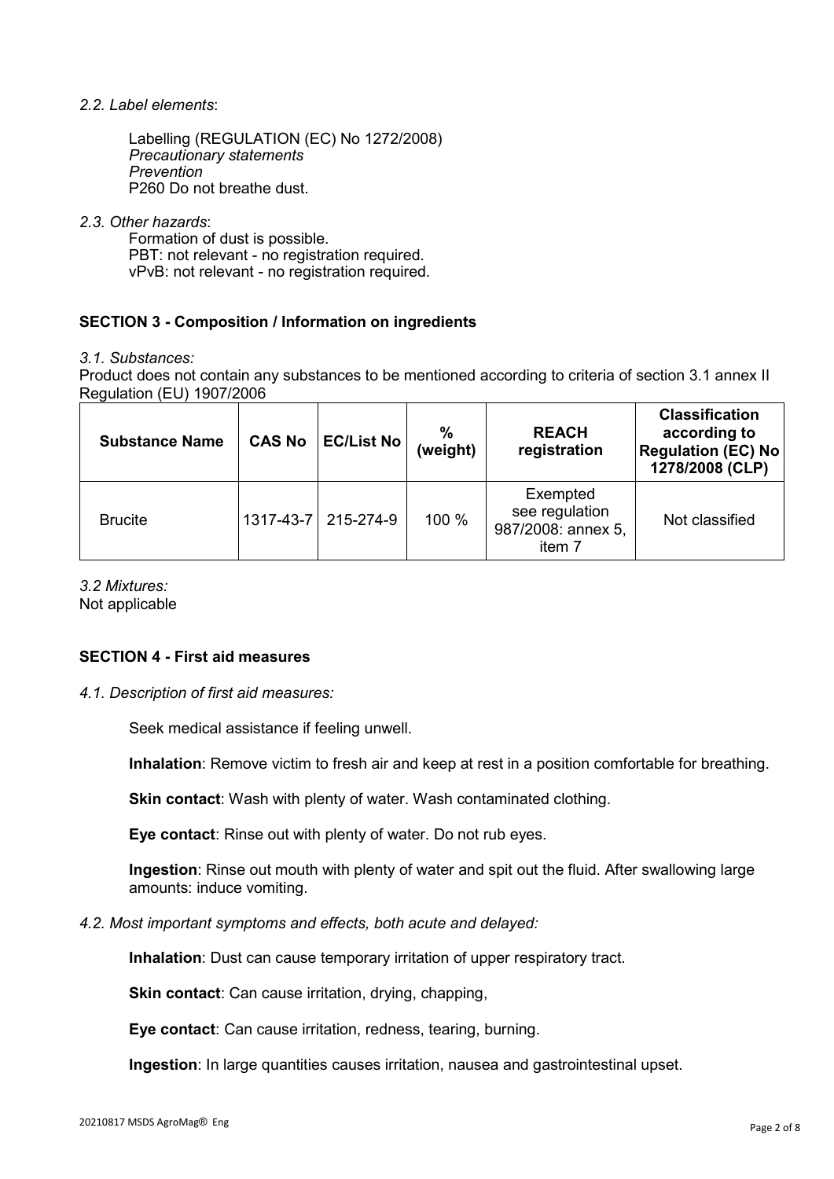*2.2. Label elements*:

Labelling (REGULATION (EC) No 1272/2008)
*Precautionary statements*
*Prevention*
P260 Do not breathe dust.

*2.3. Other hazards*:

Formation of dust is possible.
PBT: not relevant - no registration required.
vPvB: not relevant - no registration required.

## SECTION 3 - Composition / Information on ingredients

*3.1. Substances:*

Product does not contain any substances to be mentioned according to criteria of section 3.1 annex II Regulation (EU) 1907/2006

| Substance Name | CAS No | EC/List No | % (weight) | REACH registration | Classification according to Regulation (EC) No 1278/2008 (CLP) |
|---|---|---|---|---|---|
| Brucite | 1317-43-7 | 215-274-9 | 100 % | Exempted see regulation 987/2008: annex 5, item 7 | Not classified |

*3.2 Mixtures:*

Not applicable

## SECTION 4 - First aid measures

*4.1. Description of first aid measures:*

Seek medical assistance if feeling unwell.

**Inhalation**: Remove victim to fresh air and keep at rest in a position comfortable for breathing.

**Skin contact**: Wash with plenty of water. Wash contaminated clothing.

**Eye contact**: Rinse out with plenty of water. Do not rub eyes.

**Ingestion**: Rinse out mouth with plenty of water and spit out the fluid. After swallowing large amounts: induce vomiting.

*4.2. Most important symptoms and effects, both acute and delayed:*

**Inhalation**: Dust can cause temporary irritation of upper respiratory tract.

**Skin contact**: Can cause irritation, drying, chapping,

**Eye contact**: Can cause irritation, redness, tearing, burning.

**Ingestion**: In large quantities causes irritation, nausea and gastrointestinal upset.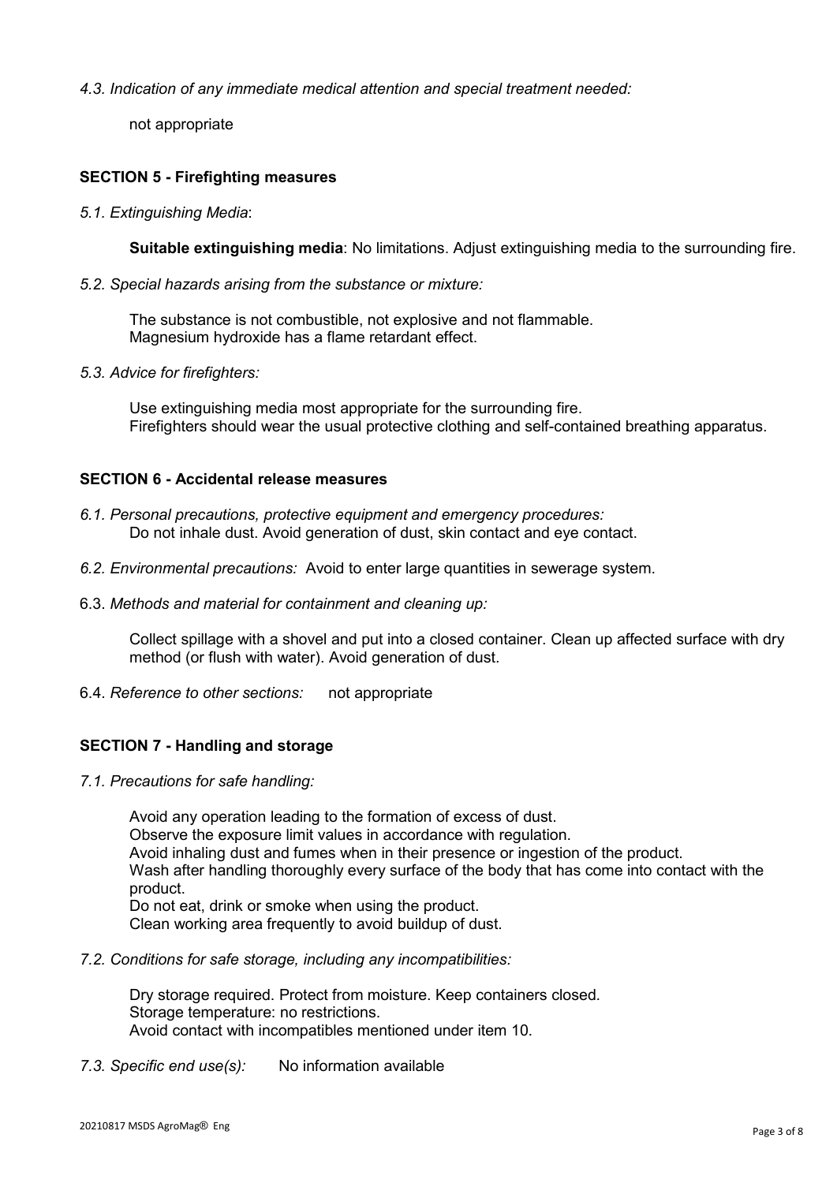*4.3. Indication of any immediate medical attention and special treatment needed:*

not appropriate

## SECTION 5 - Firefighting measures

*5.1. Extinguishing Media*:

**Suitable extinguishing media**: No limitations. Adjust extinguishing media to the surrounding fire.

*5.2. Special hazards arising from the substance or mixture:*

The substance is not combustible, not explosive and not flammable.
Magnesium hydroxide has a flame retardant effect.

*5.3. Advice for firefighters:*

Use extinguishing media most appropriate for the surrounding fire.
Firefighters should wear the usual protective clothing and self-contained breathing apparatus.

## SECTION 6 - Accidental release measures

*6.1. Personal precautions, protective equipment and emergency procedures:*
Do not inhale dust. Avoid generation of dust, skin contact and eye contact.

*6.2. Environmental precautions:* Avoid to enter large quantities in sewerage system.

6.3. *Methods and material for containment and cleaning up:*

Collect spillage with a shovel and put into a closed container. Clean up affected surface with dry method (or flush with water). Avoid generation of dust.

6.4. *Reference to other sections:* not appropriate

## SECTION 7 - Handling and storage

*7.1. Precautions for safe handling:*

Avoid any operation leading to the formation of excess of dust.
Observe the exposure limit values in accordance with regulation.
Avoid inhaling dust and fumes when in their presence or ingestion of the product.
Wash after handling thoroughly every surface of the body that has come into contact with the product.
Do not eat, drink or smoke when using the product.
Clean working area frequently to avoid buildup of dust.

*7.2. Conditions for safe storage, including any incompatibilities:*

Dry storage required. Protect from moisture. Keep containers closed.
Storage temperature: no restrictions.
Avoid contact with incompatibles mentioned under item 10.

*7.3. Specific end use(s):* No information available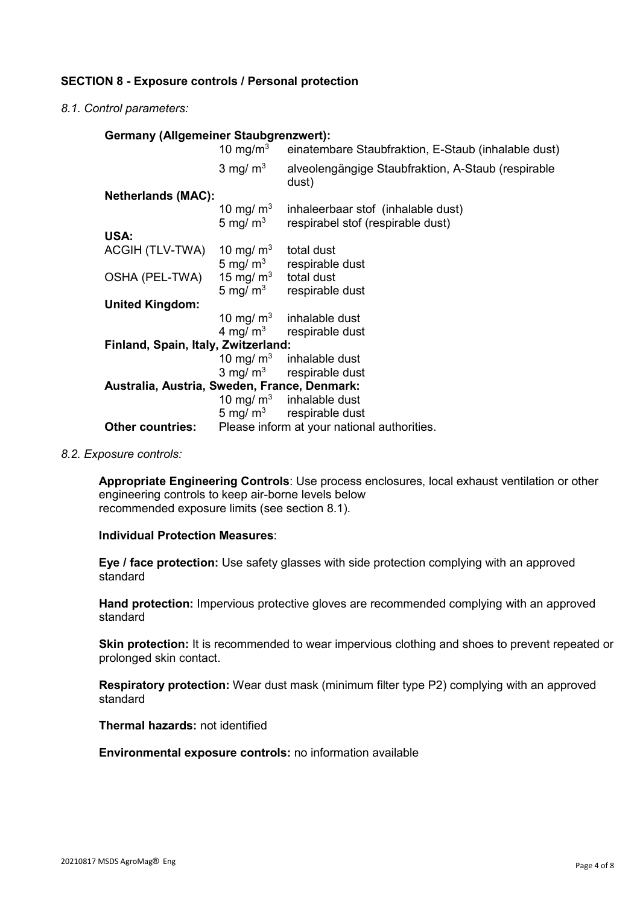## SECTION 8 - Exposure controls / Personal protection

*8.1. Control parameters:*

| | | |
|---|---|---|
| **Germany (Allgemeiner Staubgrenzwert):** | | |
| | 10 mg/m$^3$ | einatembare Staubfraktion, E-Staub (inhalable dust) |
| | 3 mg/ m$^3$ | alveolengängige Staubfraktion, A-Staub (respirable dust) |
| **Netherlands (MAC):** | | |
| | 10 mg/ m$^3$ | inhaleerbaar stof (inhalable dust) |
| | 5 mg/ m$^3$ | respirabel stof (respirable dust) |
| **USA:** | | |
| ACGIH (TLV-TWA) | 10 mg/ m$^3$ | total dust |
| | 5 mg/ m$^3$ | respirable dust |
| OSHA (PEL-TWA) | 15 mg/ m$^3$ | total dust |
| | 5 mg/ m$^3$ | respirable dust |
| **United Kingdom:** | | |
| | 10 mg/ m$^3$ | inhalable dust |
| | 4 mg/ m$^3$ | respirable dust |
| **Finland, Spain, Italy, Zwitzerland:** | | |
| | 10 mg/ m$^3$ | inhalable dust |
| | 3 mg/ m$^3$ | respirable dust |
| **Australia, Austria, Sweden, France, Denmark:** | | |
| | 10 mg/ m$^3$ | inhalable dust |
| | 5 mg/ m$^3$ | respirable dust |
| **Other countries:** | Please inform at your national authorities. | |

*8.2. Exposure controls:*

**Appropriate Engineering Controls**: Use process enclosures, local exhaust ventilation or other engineering controls to keep air-borne levels below recommended exposure limits (see section 8.1).

**Individual Protection Measures**:

**Eye / face protection:** Use safety glasses with side protection complying with an approved standard

**Hand protection:** Impervious protective gloves are recommended complying with an approved standard

**Skin protection:** It is recommended to wear impervious clothing and shoes to prevent repeated or prolonged skin contact.

**Respiratory protection:** Wear dust mask (minimum filter type P2) complying with an approved standard

**Thermal hazards:** not identified

**Environmental exposure controls:** no information available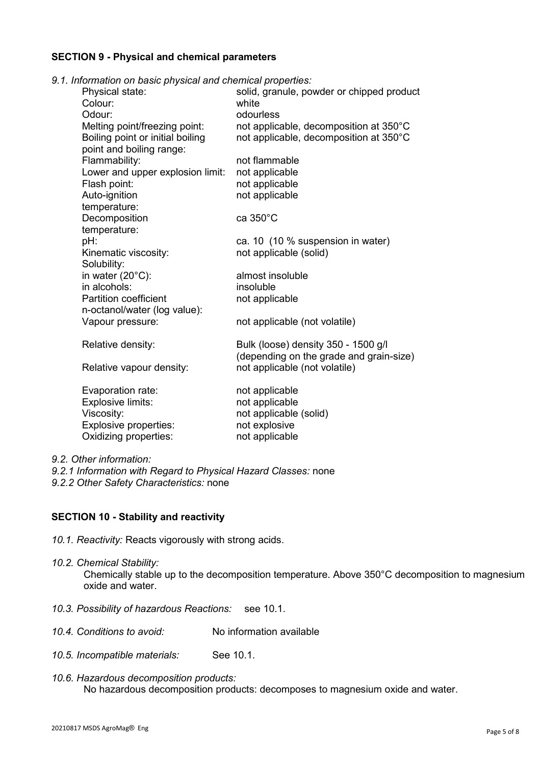## SECTION 9 - Physical and chemical parameters

*9.1. Information on basic physical and chemical properties:*

| | |
|---|---|
| Physical state: | solid, granule, powder or chipped product |
| Colour: | white |
| Odour: | odourless |
| Melting point/freezing point: | not applicable, decomposition at 350°C |
| Boiling point or initial boiling point and boiling range: | not applicable, decomposition at 350°C |
| Flammability: | not flammable |
| Lower and upper explosion limit: | not applicable |
| Flash point: | not applicable |
| Auto-ignition temperature: | not applicable |
| Decomposition temperature: | ca 350°C |
| pH: | ca. 10 (10 % suspension in water) |
| Kinematic viscosity: | not applicable (solid) |
| Solubility: | |
| in water (20°C): | almost insoluble |
| in alcohols: | insoluble |
| Partition coefficient n-octanol/water (log value): | not applicable |
| Vapour pressure: | not applicable (not volatile) |
| Relative density: | Bulk (loose) density 350 - 1500 g/l (depending on the grade and grain-size) |
| Relative vapour density: | not applicable (not volatile) |
| Evaporation rate: | not applicable |
| Explosive limits: | not applicable |
| Viscosity: | not applicable (solid) |
| Explosive properties: | not explosive |
| Oxidizing properties: | not applicable |

*9.2. Other information:*

*9.2.1 Information with Regard to Physical Hazard Classes:* none

*9.2.2 Other Safety Characteristics:* none

## SECTION 10 - Stability and reactivity

*10.1. Reactivity:* Reacts vigorously with strong acids.

*10.2. Chemical Stability:*

Chemically stable up to the decomposition temperature. Above 350°C decomposition to magnesium oxide and water.

*10.3. Possibility of hazardous Reactions:* see 10.1.

*10.4. Conditions to avoid:* No information available

*10.5. Incompatible materials:* See 10.1.

*10.6. Hazardous decomposition products:*

No hazardous decomposition products: decomposes to magnesium oxide and water.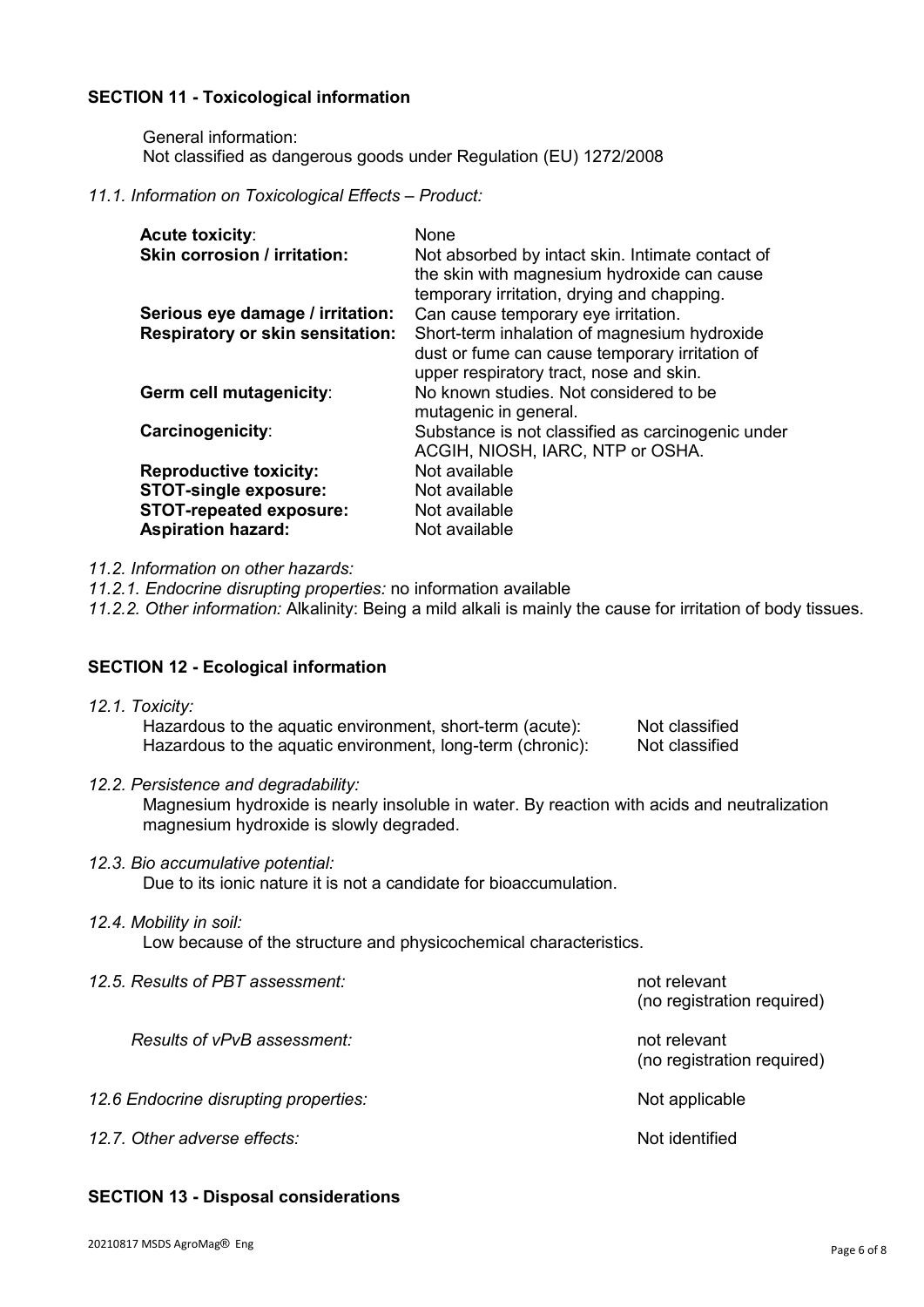## SECTION 11 - Toxicological information

General information:
Not classified as dangerous goods under Regulation (EU) 1272/2008

*11.1. Information on Toxicological Effects – Product:*

| | |
|---|---|
| **Acute toxicity**: | None |
| **Skin corrosion / irritation:** | Not absorbed by intact skin. Intimate contact of the skin with magnesium hydroxide can cause temporary irritation, drying and chapping. |
| **Serious eye damage / irritation:** | Can cause temporary eye irritation. |
| **Respiratory or skin sensitation:** | Short-term inhalation of magnesium hydroxide dust or fume can cause temporary irritation of upper respiratory tract, nose and skin. |
| **Germ cell mutagenicity**: | No known studies. Not considered to be mutagenic in general. |
| **Carcinogenicity**: | Substance is not classified as carcinogenic under ACGIH, NIOSH, IARC, NTP or OSHA. |
| **Reproductive toxicity:** | Not available |
| **STOT-single exposure:** | Not available |
| **STOT-repeated exposure:** | Not available |
| **Aspiration hazard:** | Not available |

*11.2. Information on other hazards:*

*11.2.1. Endocrine disrupting properties:* no information available

*11.2.2. Other information:* Alkalinity: Being a mild alkali is mainly the cause for irritation of body tissues.

## SECTION 12 - Ecological information

*12.1. Toxicity:*

| | |
|---|---|
| Hazardous to the aquatic environment, short-term (acute): | Not classified |
| Hazardous to the aquatic environment, long-term (chronic): | Not classified |

*12.2. Persistence and degradability:*

Magnesium hydroxide is nearly insoluble in water. By reaction with acids and neutralization magnesium hydroxide is slowly degraded.

*12.3. Bio accumulative potential:*

Due to its ionic nature it is not a candidate for bioaccumulation.

*12.4. Mobility in soil:*

Low because of the structure and physicochemical characteristics.

| | |
|---|---|
| *12.5. Results of PBT assessment:* | not relevant (no registration required) |
| *Results of vPvB assessment:* | not relevant (no registration required) |
| *12.6 Endocrine disrupting properties:* | Not applicable |
| *12.7. Other adverse effects:* | Not identified |

## SECTION 13 - Disposal considerations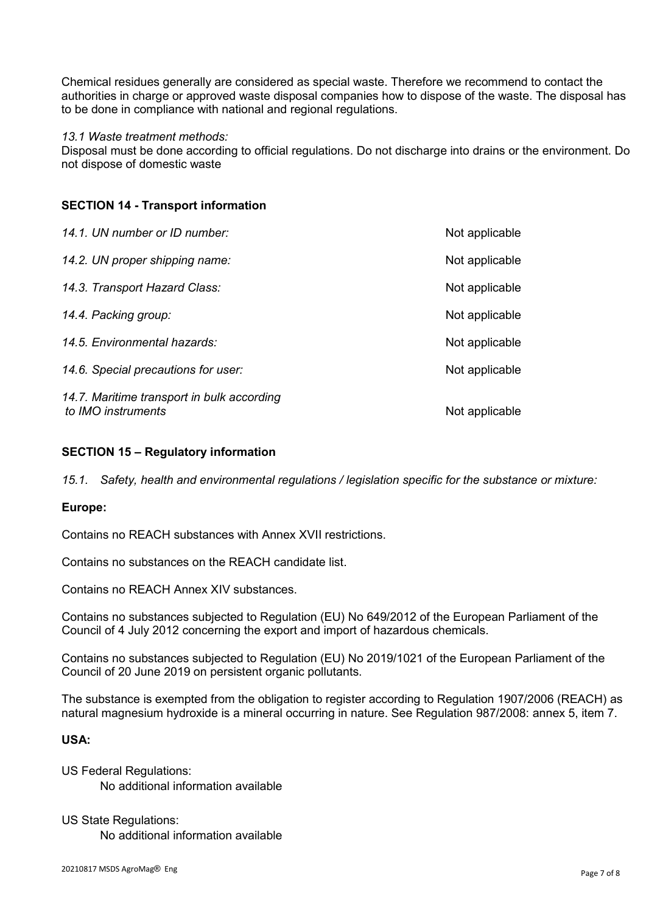Chemical residues generally are considered as special waste. Therefore we recommend to contact the authorities in charge or approved waste disposal companies how to dispose of the waste. The disposal has to be done in compliance with national and regional regulations.

*13.1 Waste treatment methods:*
Disposal must be done according to official regulations. Do not discharge into drains or the environment. Do not dispose of domestic waste

## SECTION 14 - Transport information

| | |
|---|---|
| *14.1. UN number or ID number:* | Not applicable |
| *14.2. UN proper shipping name:* | Not applicable |
| *14.3. Transport Hazard Class:* | Not applicable |
| *14.4. Packing group:* | Not applicable |
| *14.5. Environmental hazards:* | Not applicable |
| *14.6. Special precautions for user:* | Not applicable |
| *14.7. Maritime transport in bulk according to IMO instruments* | Not applicable |

## SECTION 15 – Regulatory information

*15.1. Safety, health and environmental regulations / legislation specific for the substance or mixture:*

**Europe:**

Contains no REACH substances with Annex XVII restrictions.

Contains no substances on the REACH candidate list.

Contains no REACH Annex XIV substances.

Contains no substances subjected to Regulation (EU) No 649/2012 of the European Parliament of the Council of 4 July 2012 concerning the export and import of hazardous chemicals.

Contains no substances subjected to Regulation (EU) No 2019/1021 of the European Parliament of the Council of 20 June 2019 on persistent organic pollutants.

The substance is exempted from the obligation to register according to Regulation 1907/2006 (REACH) as natural magnesium hydroxide is a mineral occurring in nature. See Regulation 987/2008: annex 5, item 7.

**USA:**

US Federal Regulations:
No additional information available

US State Regulations:
No additional information available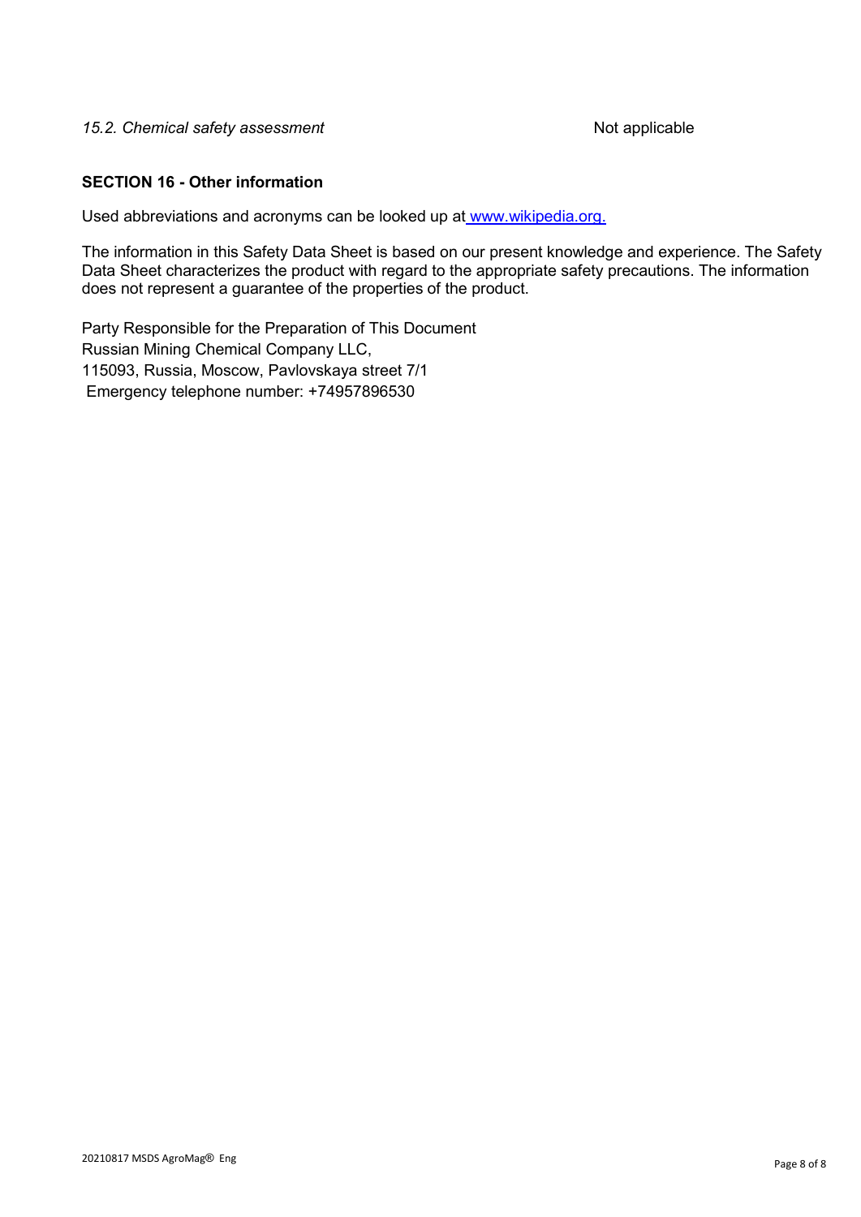*15.2. Chemical safety assessment* Not applicable

## SECTION 16 - Other information

Used abbreviations and acronyms can be looked up at [www.wikipedia.org.](http://www.wikipedia.org)

The information in this Safety Data Sheet is based on our present knowledge and experience. The Safety Data Sheet characterizes the product with regard to the appropriate safety precautions. The information does not represent a guarantee of the properties of the product.

Party Responsible for the Preparation of This Document
Russian Mining Chemical Company LLC,
115093, Russia, Moscow, Pavlovskaya street 7/1
Emergency telephone number: +74957896530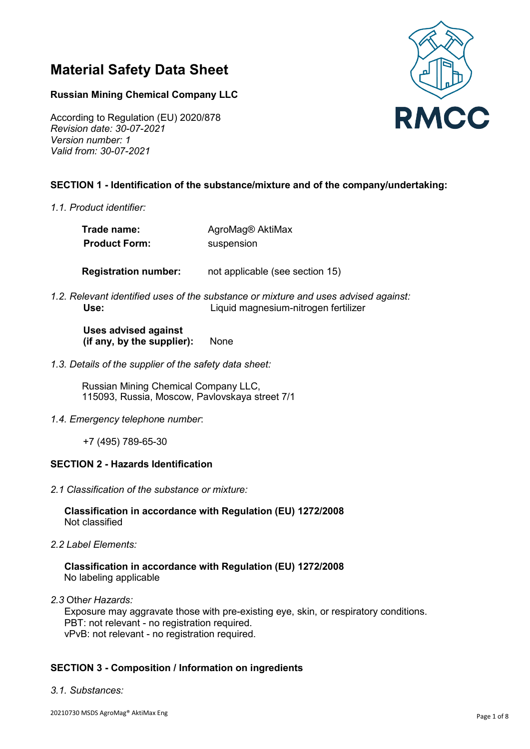# Material Safety Data Sheet

**Russian Mining Chemical Company LLC**

According to Regulation (EU) 2020/878
*Revision date: 30-07-2021*
*Version number: 1*
*Valid from: 30-07-2021*

**RMCC**

## SECTION 1 - Identification of the substance/mixture and of the company/undertaking:

*1.1. Product identifier:*

| | |
|---|---|
| **Trade name:** | AgroMag® AktiMax |
| **Product Form:** | suspension |
| **Registration number:** | not applicable (see section 15) |

*1.2. Relevant identified uses of the substance or mixture and uses advised against:*
**Use:** Liquid magnesium-nitrogen fertilizer

**Uses advised against (if any, by the supplier):** None

*1.3. Details of the supplier of the safety data sheet:*

Russian Mining Chemical Company LLC,
115093, Russia, Moscow, Pavlovskaya street 7/1

*1.4. Emergency telephone number*:

+7 (495) 789-65-30

## SECTION 2 - Hazards Identification

*2.1 Classification of the substance or mixture:*

**Classification in accordance with Regulation (EU) 1272/2008**
Not classified

*2.2 Label Elements:*

**Classification in accordance with Regulation (EU) 1272/2008**
No labeling applicable

*2.3* Other *Hazards:*
Exposure may aggravate those with pre-existing eye, skin, or respiratory conditions.
PBT: not relevant - no registration required.
vPvB: not relevant - no registration required.

## SECTION 3 - Composition / Information on ingredients

*3.1. Substances:*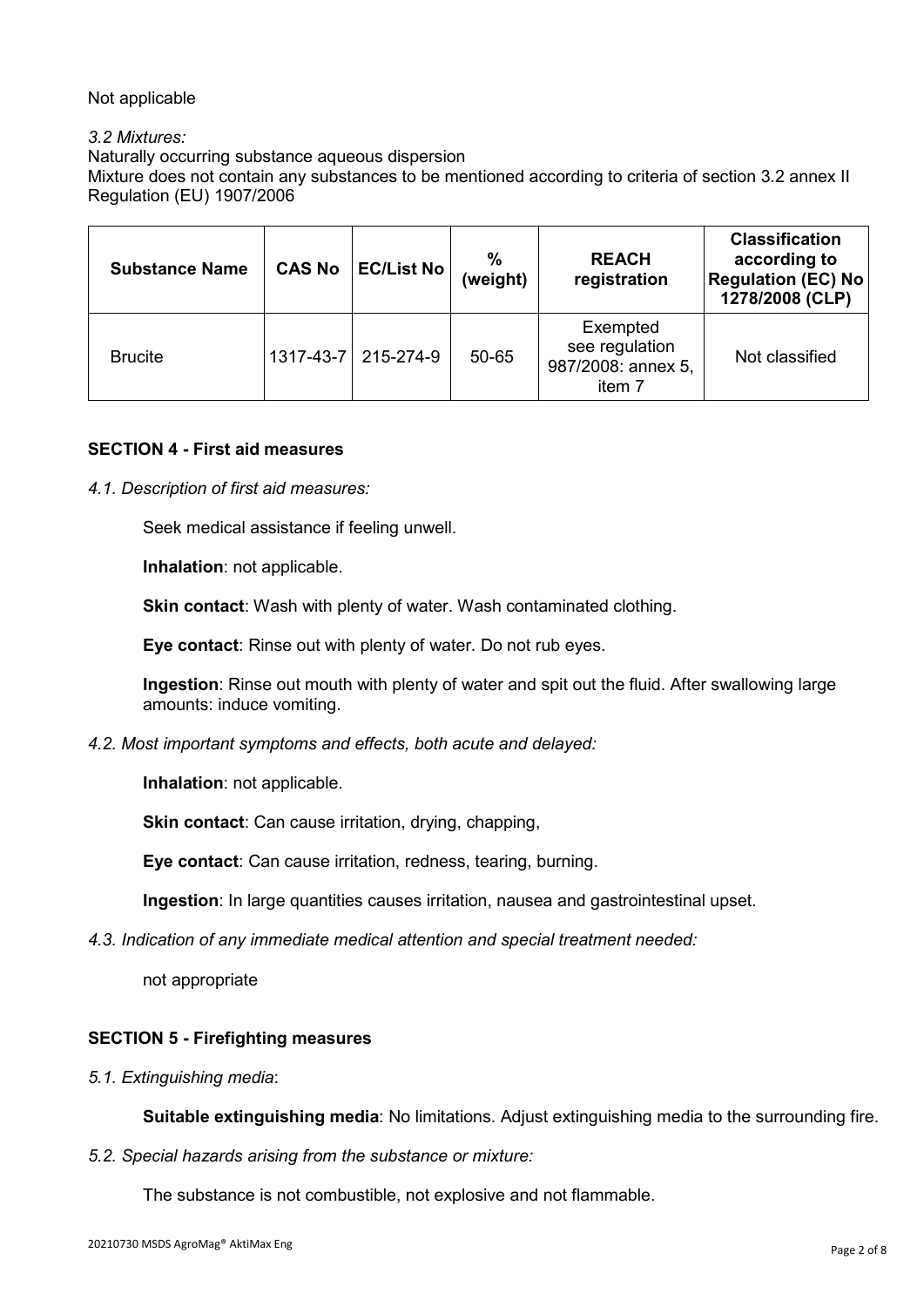Not applicable

*3.2 Mixtures:*

Naturally occurring substance aqueous dispersion

Mixture does not contain any substances to be mentioned according to criteria of section 3.2 annex II Regulation (EU) 1907/2006

| Substance Name | CAS No | EC/List No | % (weight) | REACH registration | Classification according to Regulation (EC) No 1278/2008 (CLP) |
|---|---|---|---|---|---|
| Brucite | 1317-43-7 | 215-274-9 | 50-65 | Exempted see regulation 987/2008: annex 5, item 7 | Not classified |

### SECTION 4 - First aid measures

*4.1. Description of first aid measures:*

Seek medical assistance if feeling unwell.

**Inhalation**: not applicable.

**Skin contact**: Wash with plenty of water. Wash contaminated clothing.

**Eye contact**: Rinse out with plenty of water. Do not rub eyes.

**Ingestion**: Rinse out mouth with plenty of water and spit out the fluid. After swallowing large amounts: induce vomiting.

*4.2. Most important symptoms and effects, both acute and delayed:*

**Inhalation**: not applicable.

**Skin contact**: Can cause irritation, drying, chapping,

**Eye contact**: Can cause irritation, redness, tearing, burning.

**Ingestion**: In large quantities causes irritation, nausea and gastrointestinal upset.

*4.3. Indication of any immediate medical attention and special treatment needed:*

not appropriate

### SECTION 5 - Firefighting measures

*5.1. Extinguishing media*:

**Suitable extinguishing media**: No limitations. Adjust extinguishing media to the surrounding fire.

*5.2. Special hazards arising from the substance or mixture:*

The substance is not combustible, not explosive and not flammable.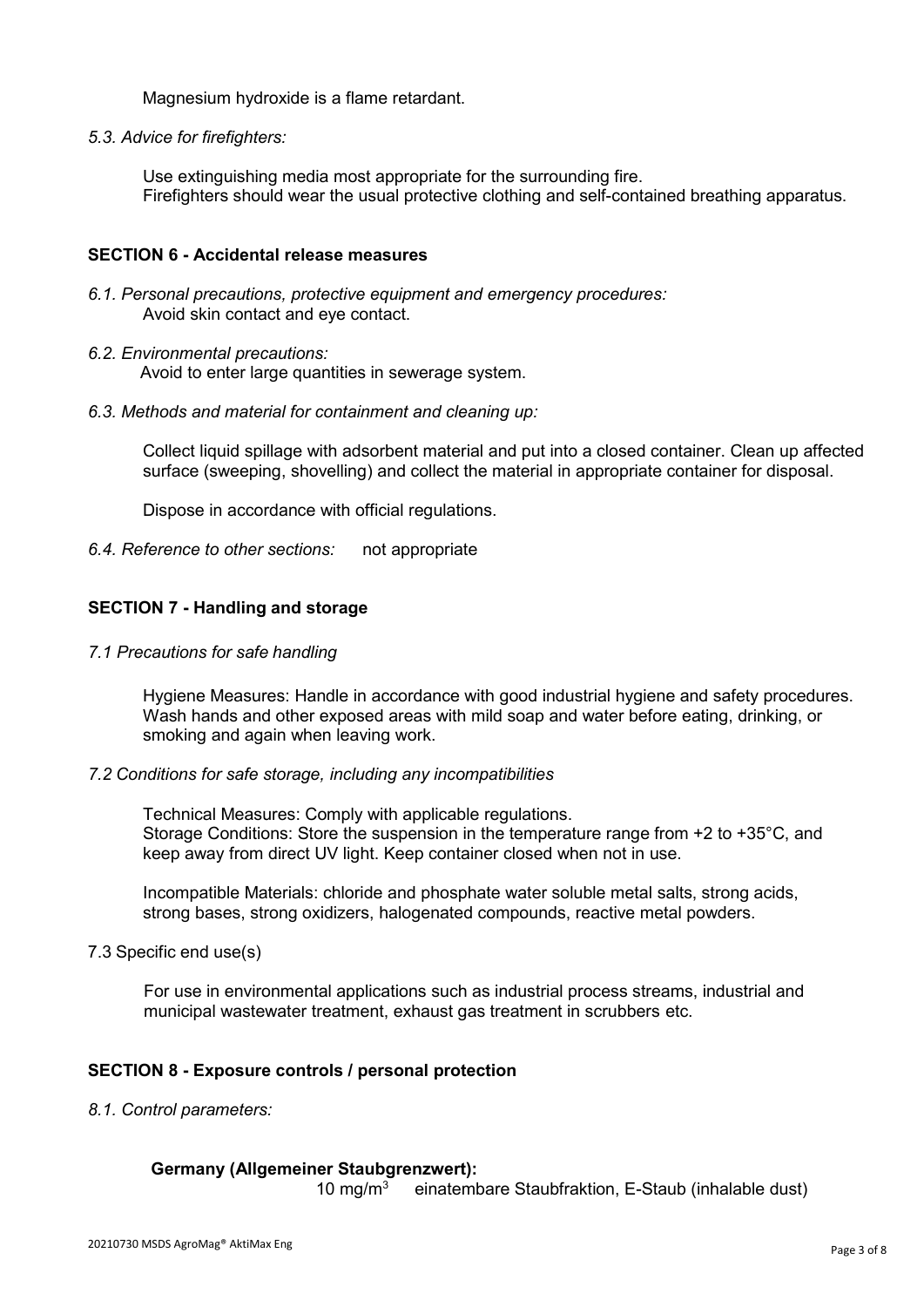Magnesium hydroxide is a flame retardant.

*5.3. Advice for firefighters:*

Use extinguishing media most appropriate for the surrounding fire.
Firefighters should wear the usual protective clothing and self-contained breathing apparatus.

## SECTION 6 - Accidental release measures

*6.1. Personal precautions, protective equipment and emergency procedures:*
Avoid skin contact and eye contact.

*6.2. Environmental precautions:*
Avoid to enter large quantities in sewerage system.

*6.3. Methods and material for containment and cleaning up:*

Collect liquid spillage with adsorbent material and put into a closed container. Clean up affected surface (sweeping, shovelling) and collect the material in appropriate container for disposal.

Dispose in accordance with official regulations.

*6.4. Reference to other sections:* not appropriate

## SECTION 7 - Handling and storage

*7.1 Precautions for safe handling*

Hygiene Measures: Handle in accordance with good industrial hygiene and safety procedures. Wash hands and other exposed areas with mild soap and water before eating, drinking, or smoking and again when leaving work.

*7.2 Conditions for safe storage, including any incompatibilities*

Technical Measures: Comply with applicable regulations.
Storage Conditions: Store the suspension in the temperature range from +2 to +35°C, and keep away from direct UV light. Keep container closed when not in use.

Incompatible Materials: chloride and phosphate water soluble metal salts, strong acids, strong bases, strong oxidizers, halogenated compounds, reactive metal powders.

7.3 Specific end use(s)

For use in environmental applications such as industrial process streams, industrial and municipal wastewater treatment, exhaust gas treatment in scrubbers etc.

## SECTION 8 - Exposure controls / personal protection

*8.1. Control parameters:*

**Germany (Allgemeiner Staubgrenzwert):**
10 mg/m$^3$ einatembare Staubfraktion, E-Staub (inhalable dust)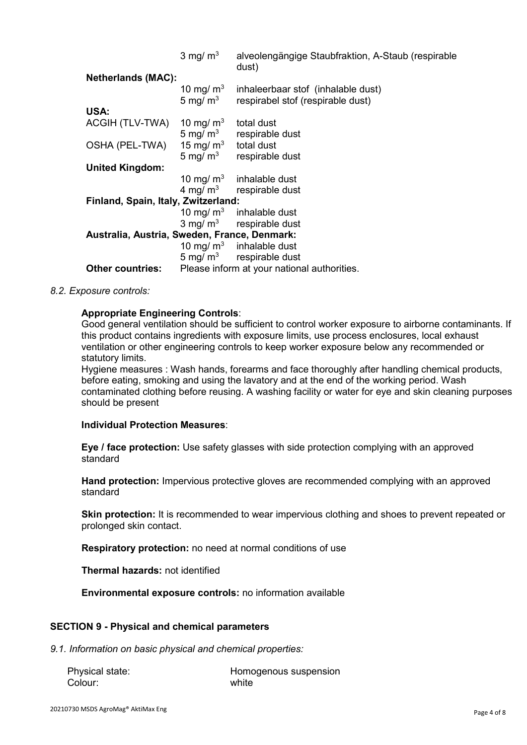| | | |
|---|---|---|
| | 3 mg/ m³ | alveolengängige Staubfraktion, A-Staub (respirable dust) |
| **Netherlands (MAC):** | | |
| | 10 mg/ m³ | inhaleerbaar stof (inhalable dust) |
| | 5 mg/ m³ | respirabel stof (respirable dust) |
| **USA:** | | |
| ACGIH (TLV-TWA) | 10 mg/ m³ | total dust |
| | 5 mg/ m³ | respirable dust |
| OSHA (PEL-TWA) | 15 mg/ m³ | total dust |
| | 5 mg/ m³ | respirable dust |
| **United Kingdom:** | | |
| | 10 mg/ m³ | inhalable dust |
| | 4 mg/ m³ | respirable dust |
| **Finland, Spain, Italy, Zwitzerland:** | | |
| | 10 mg/ m³ | inhalable dust |
| | 3 mg/ m³ | respirable dust |
| **Australia, Austria, Sweden, France, Denmark:** | | |
| | 10 mg/ m³ | inhalable dust |
| | 5 mg/ m³ | respirable dust |
| **Other countries:** | Please inform at your national authorities. | |

*8.2. Exposure controls:*

**Appropriate Engineering Controls**:
Good general ventilation should be sufficient to control worker exposure to airborne contaminants. If this product contains ingredients with exposure limits, use process enclosures, local exhaust ventilation or other engineering controls to keep worker exposure below any recommended or statutory limits.
Hygiene measures : Wash hands, forearms and face thoroughly after handling chemical products, before eating, smoking and using the lavatory and at the end of the working period. Wash contaminated clothing before reusing. A washing facility or water for eye and skin cleaning purposes should be present

**Individual Protection Measures**:

**Eye / face protection:** Use safety glasses with side protection complying with an approved standard

**Hand protection:** Impervious protective gloves are recommended complying with an approved standard

**Skin protection:** It is recommended to wear impervious clothing and shoes to prevent repeated or prolonged skin contact.

**Respiratory protection:** no need at normal conditions of use

**Thermal hazards:** not identified

**Environmental exposure controls:** no information available

## SECTION 9 - Physical and chemical parameters

*9.1. Information on basic physical and chemical properties:*

| | |
|---|---|
| Physical state: | Homogenous suspension |
| Colour: | white |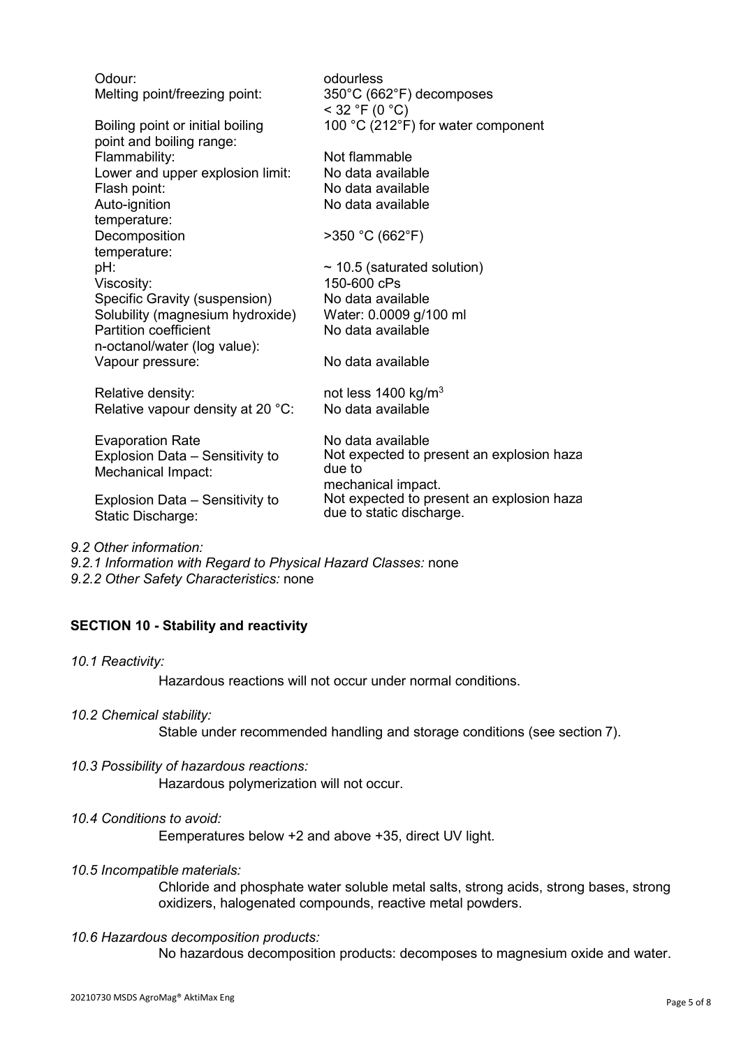| | |
|---|---|
| Odour: | odourless |
| Melting point/freezing point: | 350°C (662°F) decomposes<br>< 32 °F (0 °C) |
| Boiling point or initial boiling point and boiling range: | 100 °C (212°F) for water component |
| Flammability: | Not flammable |
| Lower and upper explosion limit: | No data available |
| Flash point: | No data available |
| Auto-ignition temperature: | No data available |
| Decomposition temperature: | >350 °C (662°F) |
| pH: | ~ 10.5 (saturated solution) |
| Viscosity: | 150-600 cPs |
| Specific Gravity (suspension) | No data available |
| Solubility (magnesium hydroxide) | Water: 0.0009 g/100 ml |
| Partition coefficient n-octanol/water (log value): | No data available |
| Vapour pressure: | No data available |
| Relative density: | not less 1400 kg/m$^3$ |
| Relative vapour density at 20 °C: | No data available |
| Evaporation Rate | No data available |
| Explosion Data – Sensitivity to Mechanical Impact: | Not expected to present an explosion haza due to mechanical impact. |
| Explosion Data – Sensitivity to Static Discharge: | Not expected to present an explosion haza due to static discharge. |

*9.2 Other information:*

*9.2.1 Information with Regard to Physical Hazard Classes:* none

*9.2.2 Other Safety Characteristics:* none

## SECTION 10 - Stability and reactivity

*10.1 Reactivity:*

Hazardous reactions will not occur under normal conditions.

*10.2 Chemical stability:*

Stable under recommended handling and storage conditions (see section 7).

*10.3 Possibility of hazardous reactions:*

Hazardous polymerization will not occur.

*10.4 Conditions to avoid:*

Eemperatures below +2 and above +35, direct UV light.

*10.5 Incompatible materials:*

Chloride and phosphate water soluble metal salts, strong acids, strong bases, strong oxidizers, halogenated compounds, reactive metal powders.

*10.6 Hazardous decomposition products:*

No hazardous decomposition products: decomposes to magnesium oxide and water.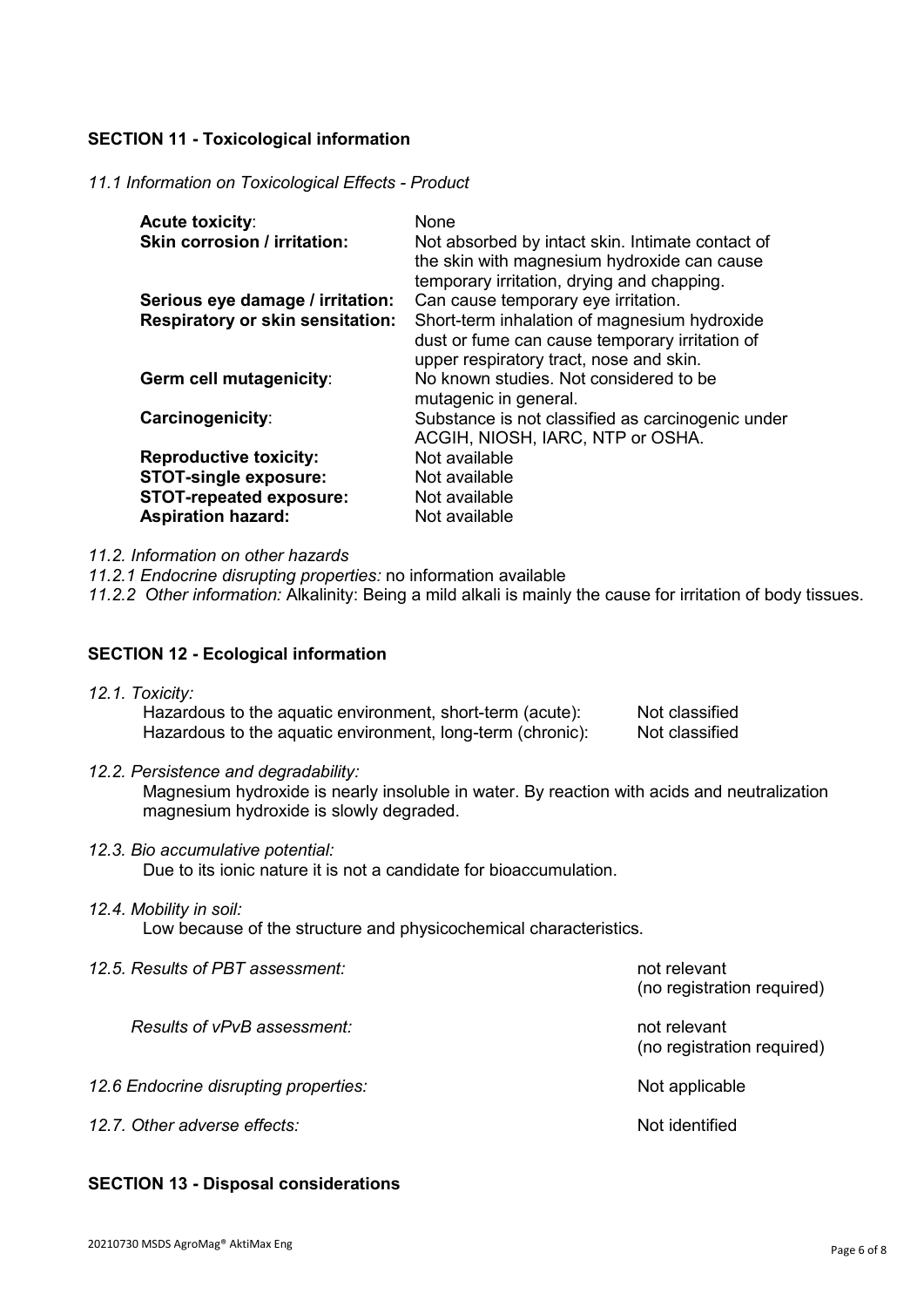## SECTION 11 - Toxicological information

*11.1 Information on Toxicological Effects - Product*

| | |
|---|---|
| **Acute toxicity**: | None |
| **Skin corrosion / irritation:** | Not absorbed by intact skin. Intimate contact of the skin with magnesium hydroxide can cause temporary irritation, drying and chapping. |
| **Serious eye damage / irritation:** | Can cause temporary eye irritation. |
| **Respiratory or skin sensitation:** | Short-term inhalation of magnesium hydroxide dust or fume can cause temporary irritation of upper respiratory tract, nose and skin. |
| **Germ cell mutagenicity**: | No known studies. Not considered to be mutagenic in general. |
| **Carcinogenicity**: | Substance is not classified as carcinogenic under ACGIH, NIOSH, IARC, NTP or OSHA. |
| **Reproductive toxicity:** | Not available |
| **STOT-single exposure:** | Not available |
| **STOT-repeated exposure:** | Not available |
| **Aspiration hazard:** | Not available |

*11.2. Information on other hazards*

*11.2.1 Endocrine disrupting properties:* no information available

*11.2.2 Other information:* Alkalinity: Being a mild alkali is mainly the cause for irritation of body tissues.

## SECTION 12 - Ecological information

*12.1. Toxicity:*

| | |
|---|---|
| Hazardous to the aquatic environment, short-term (acute): | Not classified |
| Hazardous to the aquatic environment, long-term (chronic): | Not classified |

*12.2. Persistence and degradability:*

Magnesium hydroxide is nearly insoluble in water. By reaction with acids and neutralization magnesium hydroxide is slowly degraded.

*12.3. Bio accumulative potential:*

Due to its ionic nature it is not a candidate for bioaccumulation.

*12.4. Mobility in soil:*

Low because of the structure and physicochemical characteristics.

| | |
|---|---|
| *12.5. Results of PBT assessment:* | not relevant (no registration required) |
| *Results of vPvB assessment:* | not relevant (no registration required) |
| *12.6 Endocrine disrupting properties:* | Not applicable |
| *12.7. Other adverse effects:* | Not identified |

## SECTION 13 - Disposal considerations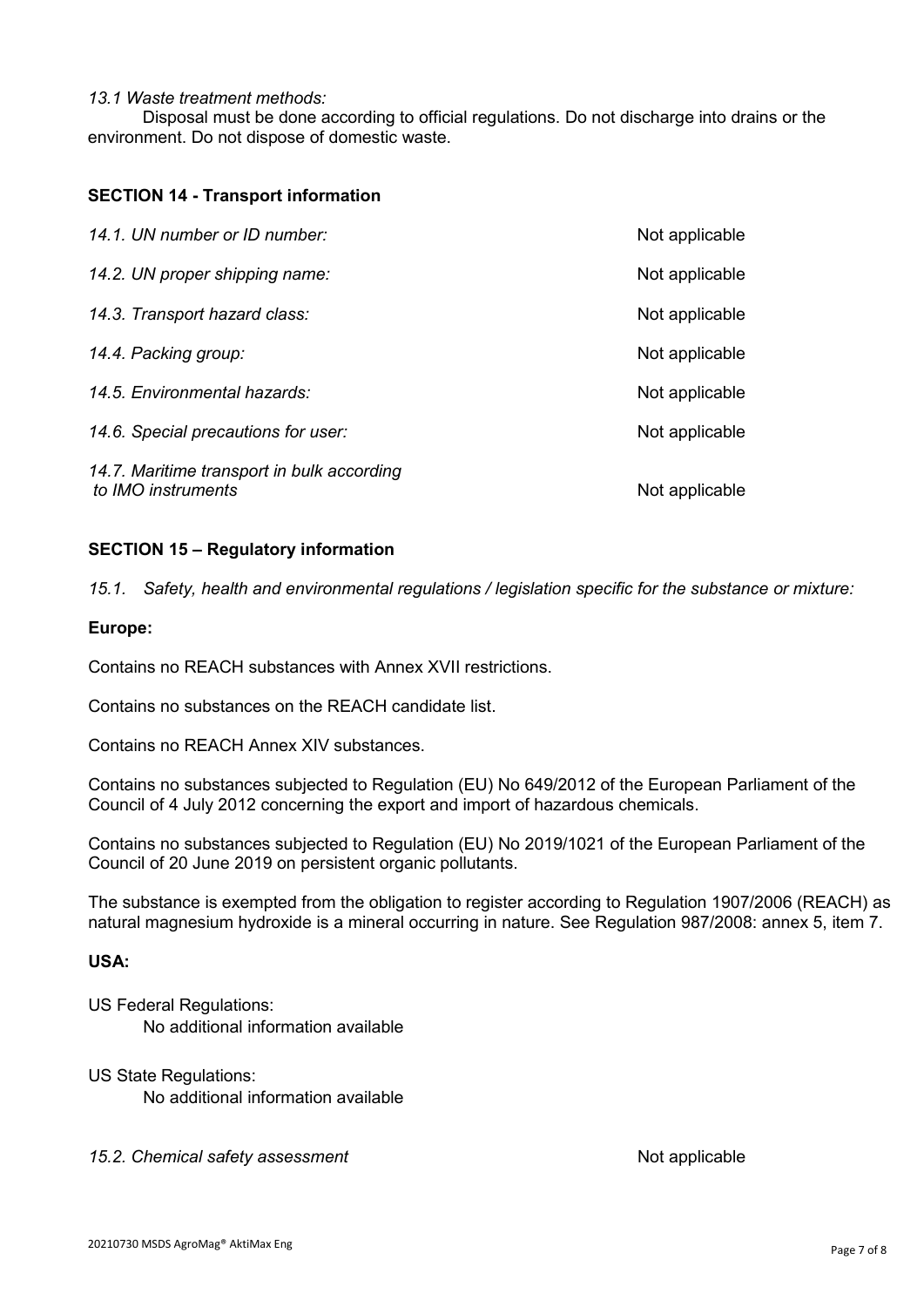*13.1 Waste treatment methods:*

Disposal must be done according to official regulations. Do not discharge into drains or the environment. Do not dispose of domestic waste.

## SECTION 14 - Transport information

| | |
|---|---|
| *14.1. UN number or ID number:* | Not applicable |
| *14.2. UN proper shipping name:* | Not applicable |
| *14.3. Transport hazard class:* | Not applicable |
| *14.4. Packing group:* | Not applicable |
| *14.5. Environmental hazards:* | Not applicable |
| *14.6. Special precautions for user:* | Not applicable |
| *14.7. Maritime transport in bulk according to IMO instruments* | Not applicable |

## SECTION 15 – Regulatory information

*15.1. Safety, health and environmental regulations / legislation specific for the substance or mixture:*

**Europe:**

Contains no REACH substances with Annex XVII restrictions.

Contains no substances on the REACH candidate list.

Contains no REACH Annex XIV substances.

Contains no substances subjected to Regulation (EU) No 649/2012 of the European Parliament of the Council of 4 July 2012 concerning the export and import of hazardous chemicals.

Contains no substances subjected to Regulation (EU) No 2019/1021 of the European Parliament of the Council of 20 June 2019 on persistent organic pollutants.

The substance is exempted from the obligation to register according to Regulation 1907/2006 (REACH) as natural magnesium hydroxide is a mineral occurring in nature. See Regulation 987/2008: annex 5, item 7.

**USA:**

US Federal Regulations:
No additional information available

US State Regulations:
No additional information available

*15.2. Chemical safety assessment* Not applicable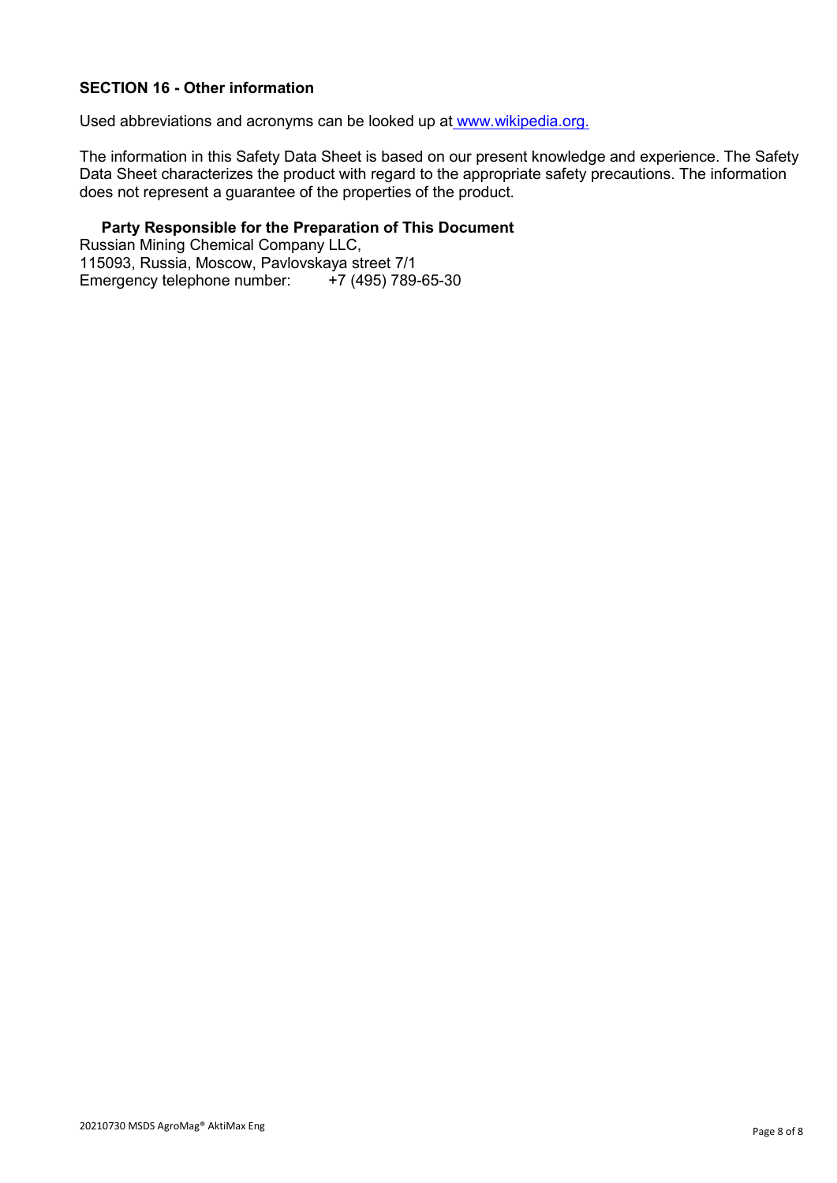## SECTION 16 - Other information

Used abbreviations and acronyms can be looked up at www.wikipedia.org.

The information in this Safety Data Sheet is based on our present knowledge and experience. The Safety Data Sheet characterizes the product with regard to the appropriate safety precautions. The information does not represent a guarantee of the properties of the product.

### Party Responsible for the Preparation of This Document

Russian Mining Chemical Company LLC,
115093, Russia, Moscow, Pavlovskaya street 7/1
Emergency telephone number: +7 (495) 789-65-30